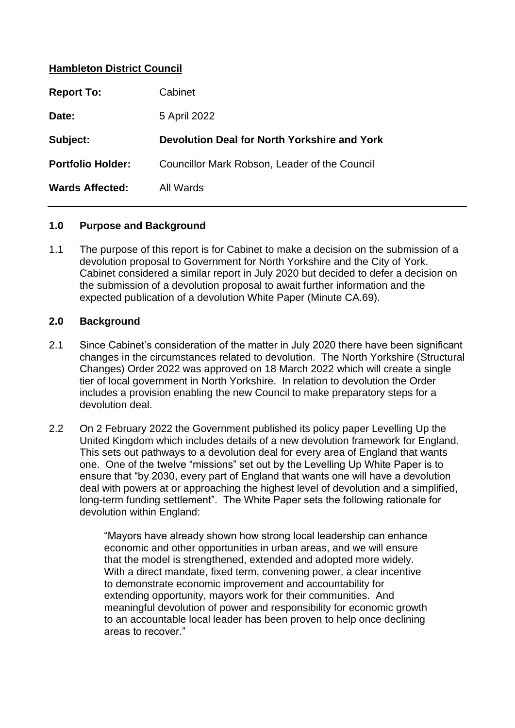**Hambleton District Council**

| | |
|---|---|
| **Report To:** | Cabinet |
| **Date:** | 5 April 2022 |
| **Subject:** | **Devolution Deal for North Yorkshire and York** |
| **Portfolio Holder:** | Councillor Mark Robson, Leader of the Council |
| **Wards Affected:** | All Wards |

---

## 1.0 Purpose and Background

1.1 The purpose of this report is for Cabinet to make a decision on the submission of a devolution proposal to Government for North Yorkshire and the City of York. Cabinet considered a similar report in July 2020 but decided to defer a decision on the submission of a devolution proposal to await further information and the expected publication of a devolution White Paper (Minute CA.69).

## 2.0 Background

2.1 Since Cabinet's consideration of the matter in July 2020 there have been significant changes in the circumstances related to devolution. The North Yorkshire (Structural Changes) Order 2022 was approved on 18 March 2022 which will create a single tier of local government in North Yorkshire. In relation to devolution the Order includes a provision enabling the new Council to make preparatory steps for a devolution deal.

2.2 On 2 February 2022 the Government published its policy paper Levelling Up the United Kingdom which includes details of a new devolution framework for England. This sets out pathways to a devolution deal for every area of England that wants one. One of the twelve "missions" set out by the Levelling Up White Paper is to ensure that "by 2030, every part of England that wants one will have a devolution deal with powers at or approaching the highest level of devolution and a simplified, long-term funding settlement". The White Paper sets the following rationale for devolution within England:

> "Mayors have already shown how strong local leadership can enhance economic and other opportunities in urban areas, and we will ensure that the model is strengthened, extended and adopted more widely. With a direct mandate, fixed term, convening power, a clear incentive to demonstrate economic improvement and accountability for extending opportunity, mayors work for their communities. And meaningful devolution of power and responsibility for economic growth to an accountable local leader has been proven to help once declining areas to recover."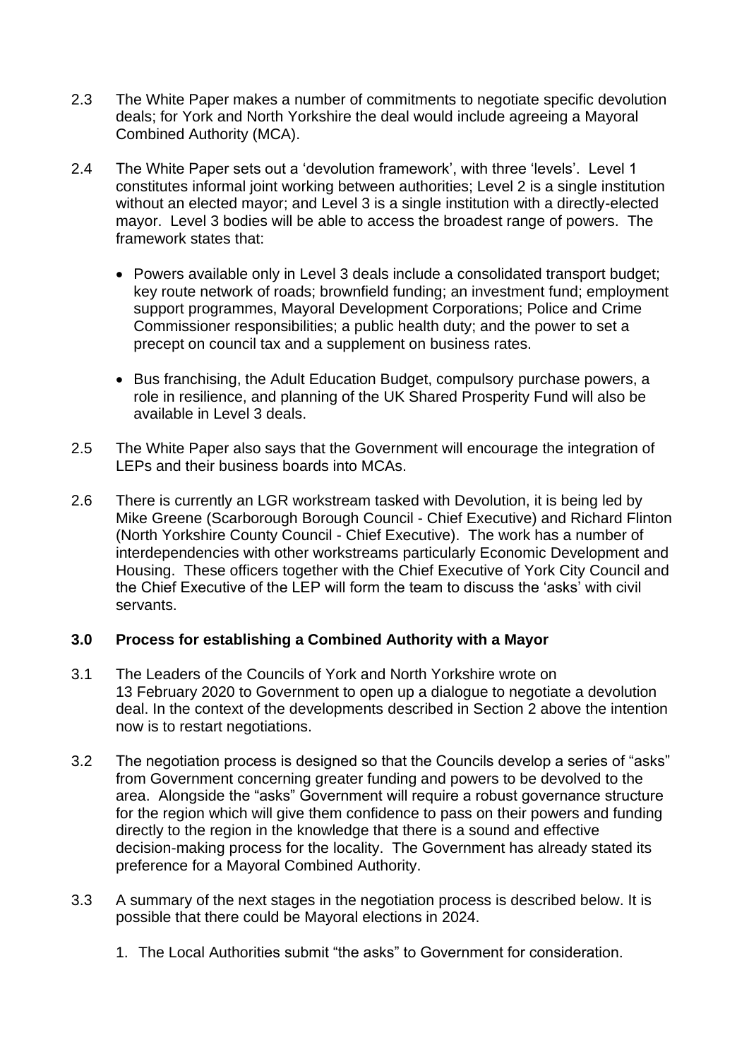2.3 The White Paper makes a number of commitments to negotiate specific devolution deals; for York and North Yorkshire the deal would include agreeing a Mayoral Combined Authority (MCA).

2.4 The White Paper sets out a 'devolution framework', with three 'levels'. Level 1 constitutes informal joint working between authorities; Level 2 is a single institution without an elected mayor; and Level 3 is a single institution with a directly-elected mayor. Level 3 bodies will be able to access the broadest range of powers. The framework states that:

- Powers available only in Level 3 deals include a consolidated transport budget; key route network of roads; brownfield funding; an investment fund; employment support programmes, Mayoral Development Corporations; Police and Crime Commissioner responsibilities; a public health duty; and the power to set a precept on council tax and a supplement on business rates.

- Bus franchising, the Adult Education Budget, compulsory purchase powers, a role in resilience, and planning of the UK Shared Prosperity Fund will also be available in Level 3 deals.

2.5 The White Paper also says that the Government will encourage the integration of LEPs and their business boards into MCAs.

2.6 There is currently an LGR workstream tasked with Devolution, it is being led by Mike Greene (Scarborough Borough Council - Chief Executive) and Richard Flinton (North Yorkshire County Council - Chief Executive). The work has a number of interdependencies with other workstreams particularly Economic Development and Housing. These officers together with the Chief Executive of York City Council and the Chief Executive of the LEP will form the team to discuss the 'asks' with civil servants.

### 3.0 Process for establishing a Combined Authority with a Mayor

3.1 The Leaders of the Councils of York and North Yorkshire wrote on 13 February 2020 to Government to open up a dialogue to negotiate a devolution deal. In the context of the developments described in Section 2 above the intention now is to restart negotiations.

3.2 The negotiation process is designed so that the Councils develop a series of "asks" from Government concerning greater funding and powers to be devolved to the area. Alongside the "asks" Government will require a robust governance structure for the region which will give them confidence to pass on their powers and funding directly to the region in the knowledge that there is a sound and effective decision-making process for the locality. The Government has already stated its preference for a Mayoral Combined Authority.

3.3 A summary of the next stages in the negotiation process is described below. It is possible that there could be Mayoral elections in 2024.

1. The Local Authorities submit "the asks" to Government for consideration.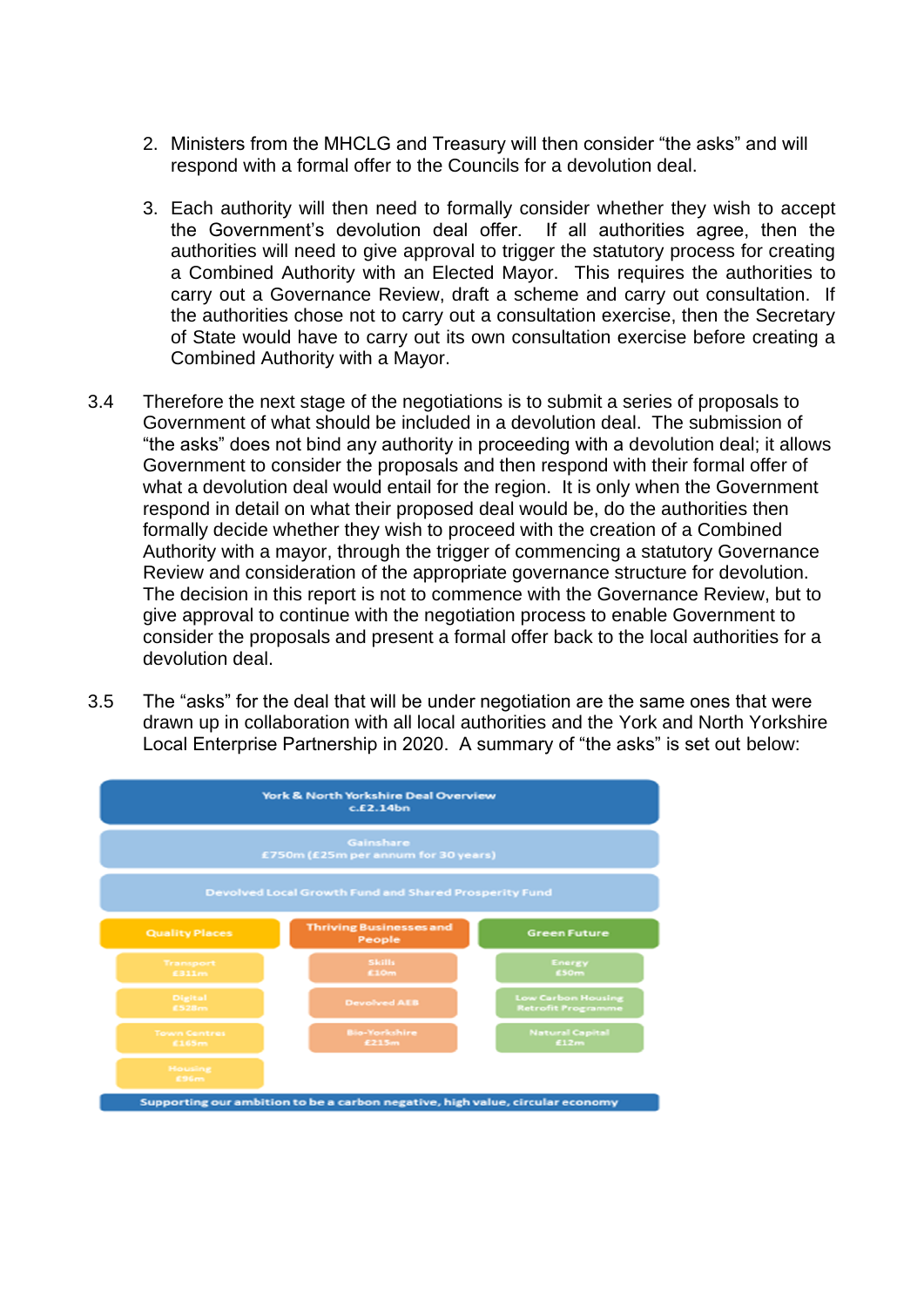2. Ministers from the MHCLG and Treasury will then consider "the asks" and will respond with a formal offer to the Councils for a devolution deal.

3. Each authority will then need to formally consider whether they wish to accept the Government's devolution deal offer. If all authorities agree, then the authorities will need to give approval to trigger the statutory process for creating a Combined Authority with an Elected Mayor. This requires the authorities to carry out a Governance Review, draft a scheme and carry out consultation. If the authorities chose not to carry out a consultation exercise, then the Secretary of State would have to carry out its own consultation exercise before creating a Combined Authority with a Mayor.

3.4 Therefore the next stage of the negotiations is to submit a series of proposals to Government of what should be included in a devolution deal. The submission of "the asks" does not bind any authority in proceeding with a devolution deal; it allows Government to consider the proposals and then respond with their formal offer of what a devolution deal would entail for the region. It is only when the Government respond in detail on what their proposed deal would be, do the authorities then formally decide whether they wish to proceed with the creation of a Combined Authority with a mayor, through the trigger of commencing a statutory Governance Review and consideration of the appropriate governance structure for devolution. The decision in this report is not to commence with the Governance Review, but to give approval to continue with the negotiation process to enable Government to consider the proposals and present a formal offer back to the local authorities for a devolution deal.

3.5 The "asks" for the deal that will be under negotiation are the same ones that were drawn up in collaboration with all local authorities and the York and North Yorkshire Local Enterprise Partnership in 2020. A summary of "the asks" is set out below:

**York & North Yorkshire Deal Overview**
**c.£2.14bn**

**Gainshare**
**£750m (£25m per annum for 30 years)**

**Devolved Local Growth Fund and Shared Prosperity Fund**

| Quality Places | Thriving Businesses and People | Green Future |
|---|---|---|
| Transport £311m | Skills £10m | Energy £50m |
| Digital £528m | Devolved AEB | Low Carbon Housing Retrofit Programme |
| Town Centres £165m | Bio-Yorkshire £215m | Natural Capital £12m |
| Housing £96m | | |

**Supporting our ambition to be a carbon negative, high value, circular economy**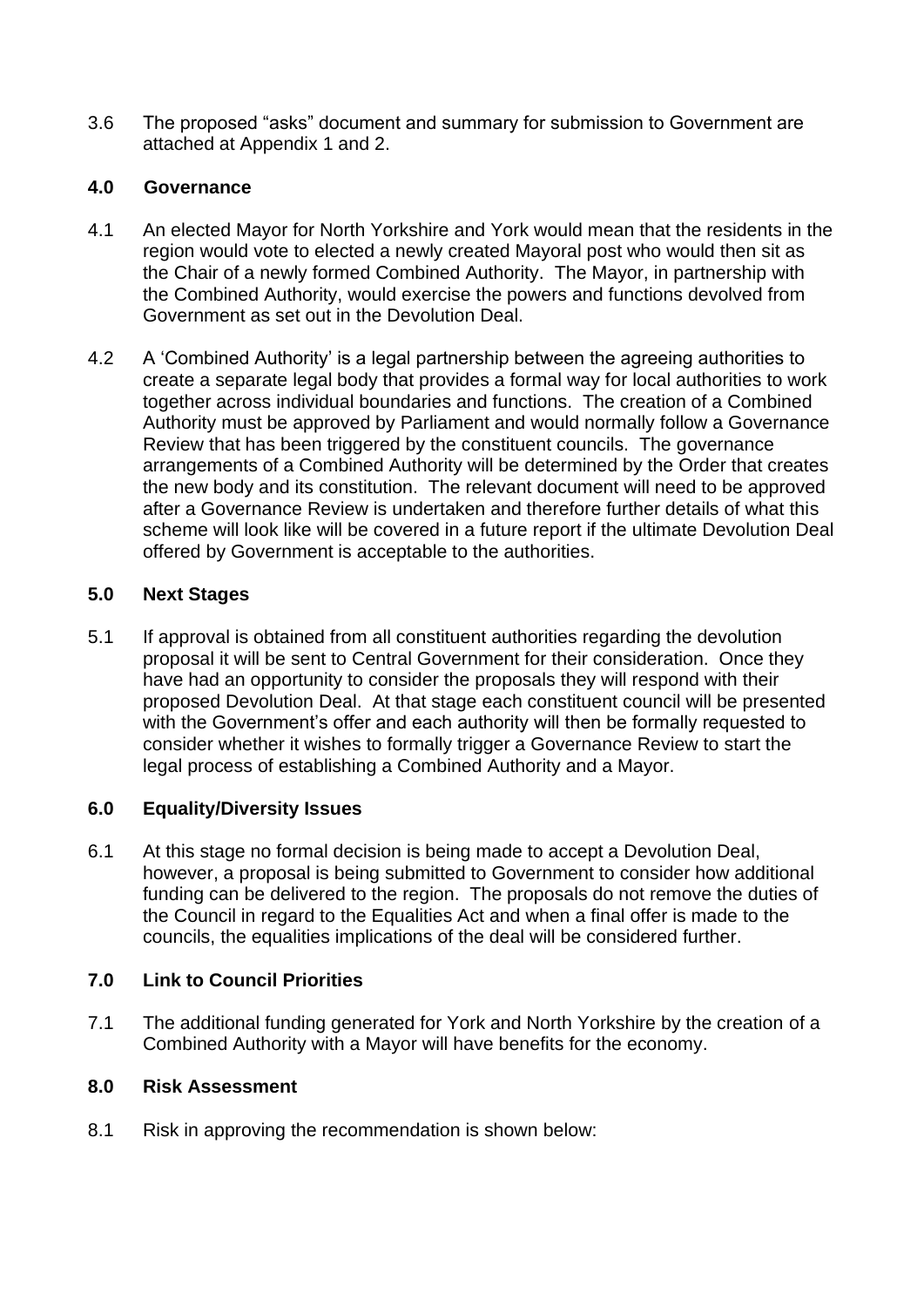3.6 The proposed "asks" document and summary for submission to Government are attached at Appendix 1 and 2.

## 4.0 Governance

4.1 An elected Mayor for North Yorkshire and York would mean that the residents in the region would vote to elected a newly created Mayoral post who would then sit as the Chair of a newly formed Combined Authority. The Mayor, in partnership with the Combined Authority, would exercise the powers and functions devolved from Government as set out in the Devolution Deal.

4.2 A 'Combined Authority' is a legal partnership between the agreeing authorities to create a separate legal body that provides a formal way for local authorities to work together across individual boundaries and functions. The creation of a Combined Authority must be approved by Parliament and would normally follow a Governance Review that has been triggered by the constituent councils. The governance arrangements of a Combined Authority will be determined by the Order that creates the new body and its constitution. The relevant document will need to be approved after a Governance Review is undertaken and therefore further details of what this scheme will look like will be covered in a future report if the ultimate Devolution Deal offered by Government is acceptable to the authorities.

## 5.0 Next Stages

5.1 If approval is obtained from all constituent authorities regarding the devolution proposal it will be sent to Central Government for their consideration. Once they have had an opportunity to consider the proposals they will respond with their proposed Devolution Deal. At that stage each constituent council will be presented with the Government's offer and each authority will then be formally requested to consider whether it wishes to formally trigger a Governance Review to start the legal process of establishing a Combined Authority and a Mayor.

## 6.0 Equality/Diversity Issues

6.1 At this stage no formal decision is being made to accept a Devolution Deal, however, a proposal is being submitted to Government to consider how additional funding can be delivered to the region. The proposals do not remove the duties of the Council in regard to the Equalities Act and when a final offer is made to the councils, the equalities implications of the deal will be considered further.

## 7.0 Link to Council Priorities

7.1 The additional funding generated for York and North Yorkshire by the creation of a Combined Authority with a Mayor will have benefits for the economy.

## 8.0 Risk Assessment

8.1 Risk in approving the recommendation is shown below: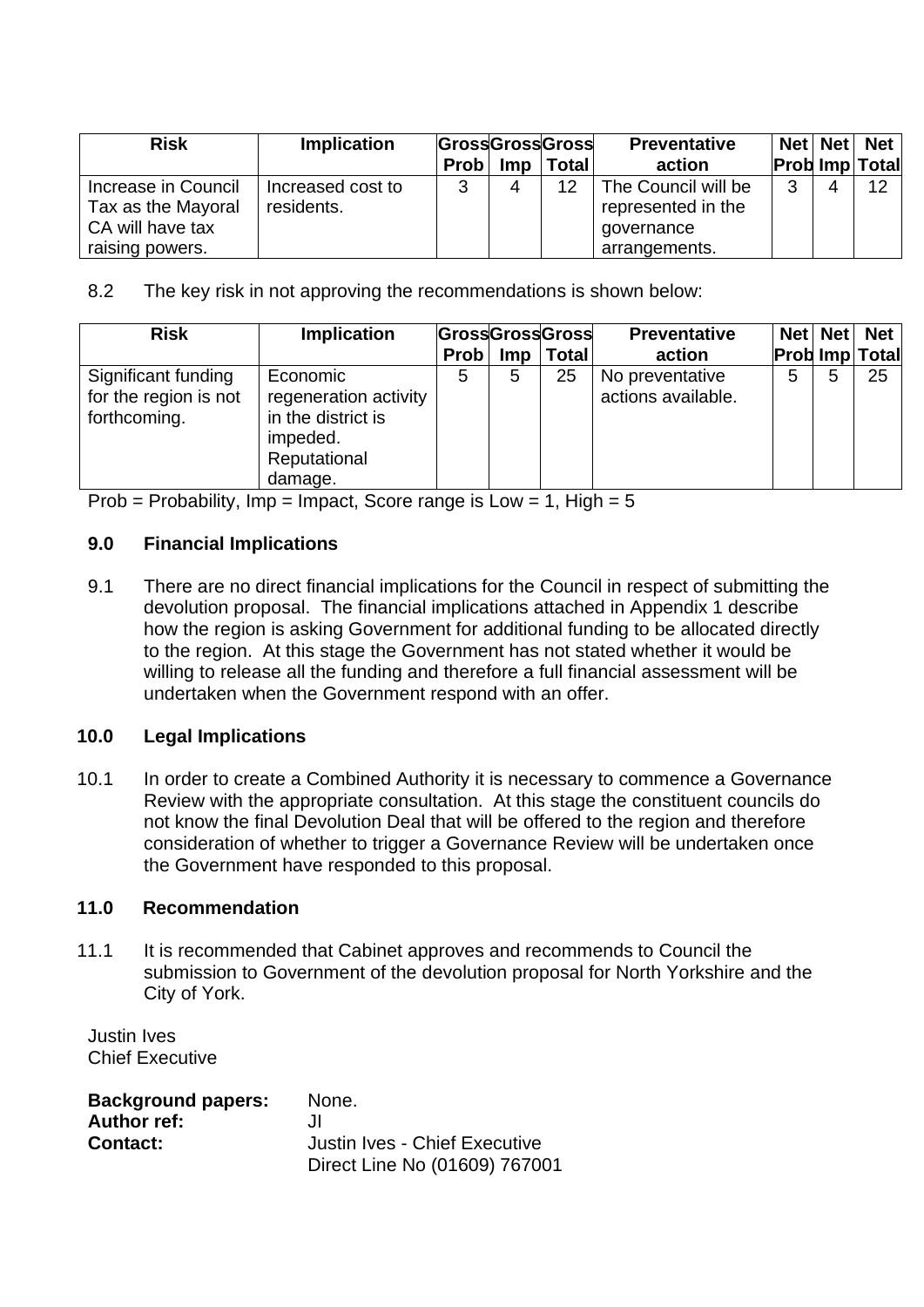| Risk | Implication | Gross Prob | Gross Imp | Gross Total | Preventative action | Net Prob | Net Imp | Net Total |
|---|---|---|---|---|---|---|---|---|
| Increase in Council Tax as the Mayoral CA will have tax raising powers. | Increased cost to residents. | 3 | 4 | 12 | The Council will be represented in the governance arrangements. | 3 | 4 | 12 |

8.2 The key risk in not approving the recommendations is shown below:

| Risk | Implication | Gross Prob | Gross Imp | Gross Total | Preventative action | Net Prob | Net Imp | Net Total |
|---|---|---|---|---|---|---|---|---|
| Significant funding for the region is not forthcoming. | Economic regeneration activity in the district is impeded. Reputational damage. | 5 | 5 | 25 | No preventative actions available. | 5 | 5 | 25 |

Prob = Probability, Imp = Impact, Score range is Low = 1, High = 5

## 9.0 Financial Implications

9.1 There are no direct financial implications for the Council in respect of submitting the devolution proposal. The financial implications attached in Appendix 1 describe how the region is asking Government for additional funding to be allocated directly to the region. At this stage the Government has not stated whether it would be willing to release all the funding and therefore a full financial assessment will be undertaken when the Government respond with an offer.

## 10.0 Legal Implications

10.1 In order to create a Combined Authority it is necessary to commence a Governance Review with the appropriate consultation. At this stage the constituent councils do not know the final Devolution Deal that will be offered to the region and therefore consideration of whether to trigger a Governance Review will be undertaken once the Government have responded to this proposal.

## 11.0 Recommendation

11.1 It is recommended that Cabinet approves and recommends to Council the submission to Government of the devolution proposal for North Yorkshire and the City of York.

Justin Ives
Chief Executive

**Background papers:** None.
**Author ref:** JI
**Contact:** Justin Ives - Chief Executive
Direct Line No (01609) 767001